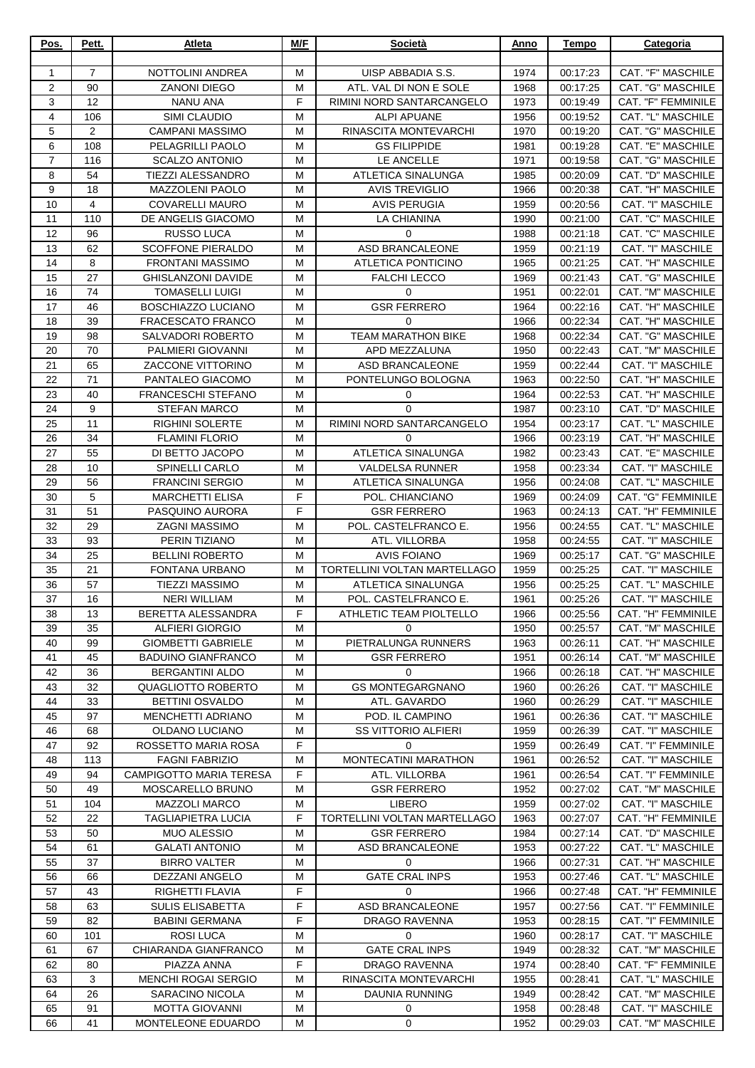| Pos. | Pett. | Atleta | M/F | Società | Anno | Tempo | Categoria |
|---|---|---|---|---|---|---|---|
| | | | | | | | |
| 1 | 7 | NOTTOLINI ANDREA | M | UISP ABBADIA S.S. | 1974 | 00:17:23 | CAT. "F" MASCHILE |
| 2 | 90 | ZANONI DIEGO | M | ATL. VAL DI NON E SOLE | 1968 | 00:17:25 | CAT. "G" MASCHILE |
| 3 | 12 | NANU ANA | F | RIMINI NORD SANTARCANGELO | 1973 | 00:19:49 | CAT. "F" FEMMINILE |
| 4 | 106 | SIMI CLAUDIO | M | ALPI APUANE | 1956 | 00:19:52 | CAT. "L" MASCHILE |
| 5 | 2 | CAMPANI MASSIMO | M | RINASCITA MONTEVARCHI | 1970 | 00:19:20 | CAT. "G" MASCHILE |
| 6 | 108 | PELAGRILLI PAOLO | M | GS FILIPPIDE | 1981 | 00:19:28 | CAT. "E" MASCHILE |
| 7 | 116 | SCALZO ANTONIO | M | LE ANCELLE | 1971 | 00:19:58 | CAT. "G" MASCHILE |
| 8 | 54 | TIEZZI ALESSANDRO | M | ATLETICA SINALUNGA | 1985 | 00:20:09 | CAT. "D" MASCHILE |
| 9 | 18 | MAZZOLENI PAOLO | M | AVIS TREVIGLIO | 1966 | 00:20:38 | CAT. "H" MASCHILE |
| 10 | 4 | COVARELLI MAURO | M | AVIS PERUGIA | 1959 | 00:20:56 | CAT. "I" MASCHILE |
| 11 | 110 | DE ANGELIS GIACOMO | M | LA CHIANINA | 1990 | 00:21:00 | CAT. "C" MASCHILE |
| 12 | 96 | RUSSO LUCA | M | 0 | 1988 | 00:21:18 | CAT. "C" MASCHILE |
| 13 | 62 | SCOFFONE PIERALDO | M | ASD BRANCALEONE | 1959 | 00:21:19 | CAT. "I" MASCHILE |
| 14 | 8 | FRONTANI MASSIMO | M | ATLETICA PONTICINO | 1965 | 00:21:25 | CAT. "H" MASCHILE |
| 15 | 27 | GHISLANZONI DAVIDE | M | FALCHI LECCO | 1969 | 00:21:43 | CAT. "G" MASCHILE |
| 16 | 74 | TOMASELLI LUIGI | M | 0 | 1951 | 00:22:01 | CAT. "M" MASCHILE |
| 17 | 46 | BOSCHIAZZO LUCIANO | M | GSR FERRERO | 1964 | 00:22:16 | CAT. "H" MASCHILE |
| 18 | 39 | FRACESCATO FRANCO | M | 0 | 1966 | 00:22:34 | CAT. "H" MASCHILE |
| 19 | 98 | SALVADORI ROBERTO | M | TEAM MARATHON BIKE | 1968 | 00:22:34 | CAT. "G" MASCHILE |
| 20 | 70 | PALMIERI GIOVANNI | M | APD MEZZALUNA | 1950 | 00:22:43 | CAT. "M" MASCHILE |
| 21 | 65 | ZACCONE VITTORINO | M | ASD BRANCALEONE | 1959 | 00:22:44 | CAT. "I" MASCHILE |
| 22 | 71 | PANTALEO GIACOMO | M | PONTELUNGO BOLOGNA | 1963 | 00:22:50 | CAT. "H" MASCHILE |
| 23 | 40 | FRANCESCHI STEFANO | M | 0 | 1964 | 00:22:53 | CAT. "H" MASCHILE |
| 24 | 9 | STEFAN MARCO | M | 0 | 1987 | 00:23:10 | CAT. "D" MASCHILE |
| 25 | 11 | RIGHINI SOLERTE | M | RIMINI NORD SANTARCANGELO | 1954 | 00:23:17 | CAT. "L" MASCHILE |
| 26 | 34 | FLAMINI FLORIO | M | 0 | 1966 | 00:23:19 | CAT. "H" MASCHILE |
| 27 | 55 | DI BETTO JACOPO | M | ATLETICA SINALUNGA | 1982 | 00:23:43 | CAT. "E" MASCHILE |
| 28 | 10 | SPINELLI CARLO | M | VALDELSA RUNNER | 1958 | 00:23:34 | CAT. "I" MASCHILE |
| 29 | 56 | FRANCINI SERGIO | M | ATLETICA SINALUNGA | 1956 | 00:24:08 | CAT. "L" MASCHILE |
| 30 | 5 | MARCHETTI ELISA | F | POL. CHIANCIANO | 1969 | 00:24:09 | CAT. "G" FEMMINILE |
| 31 | 51 | PASQUINO AURORA | F | GSR FERRERO | 1963 | 00:24:13 | CAT. "H" FEMMINILE |
| 32 | 29 | ZAGNI MASSIMO | M | POL. CASTELFRANCO E. | 1956 | 00:24:55 | CAT. "L" MASCHILE |
| 33 | 93 | PERIN TIZIANO | M | ATL. VILLORBA | 1958 | 00:24:55 | CAT. "I" MASCHILE |
| 34 | 25 | BELLINI ROBERTO | M | AVIS FOIANO | 1969 | 00:25:17 | CAT. "G" MASCHILE |
| 35 | 21 | FONTANA URBANO | M | TORTELLINI VOLTAN MARTELLAGO | 1959 | 00:25:25 | CAT. "I" MASCHILE |
| 36 | 57 | TIEZZI MASSIMO | M | ATLETICA SINALUNGA | 1956 | 00:25:25 | CAT. "L" MASCHILE |
| 37 | 16 | NERI WILLIAM | M | POL. CASTELFRANCO E. | 1961 | 00:25:26 | CAT. "I" MASCHILE |
| 38 | 13 | BERETTA ALESSANDRA | F | ATHLETIC TEAM PIOLTELLO | 1966 | 00:25:56 | CAT. "H" FEMMINILE |
| 39 | 35 | ALFIERI GIORGIO | M | 0 | 1950 | 00:25:57 | CAT. "M" MASCHILE |
| 40 | 99 | GIOMBETTI GABRIELE | M | PIETRALUNGA RUNNERS | 1963 | 00:26:11 | CAT. "H" MASCHILE |
| 41 | 45 | BADUINO GIANFRANCO | M | GSR FERRERO | 1951 | 00:26:14 | CAT. "M" MASCHILE |
| 42 | 36 | BERGANTINI ALDO | M | 0 | 1966 | 00:26:18 | CAT. "H" MASCHILE |
| 43 | 32 | QUAGLIOTTO ROBERTO | M | GS MONTEGARGNANO | 1960 | 00:26:26 | CAT. "I" MASCHILE |
| 44 | 33 | BETTINI OSVALDO | M | ATL. GAVARDO | 1960 | 00:26:29 | CAT. "I" MASCHILE |
| 45 | 97 | MENCHETTI ADRIANO | M | POD. IL CAMPINO | 1961 | 00:26:36 | CAT. "I" MASCHILE |
| 46 | 68 | OLDANO LUCIANO | M | SS VITTORIO ALFIERI | 1959 | 00:26:39 | CAT. "I" MASCHILE |
| 47 | 92 | ROSSETTO MARIA ROSA | F | 0 | 1959 | 00:26:49 | CAT. "I" FEMMINILE |
| 48 | 113 | FAGNI FABRIZIO | M | MONTECATINI MARATHON | 1961 | 00:26:52 | CAT. "I" MASCHILE |
| 49 | 94 | CAMPIGOTTO MARIA TERESA | F | ATL. VILLORBA | 1961 | 00:26:54 | CAT. "I" FEMMINILE |
| 50 | 49 | MOSCARELLO BRUNO | M | GSR FERRERO | 1952 | 00:27:02 | CAT. "M" MASCHILE |
| 51 | 104 | MAZZOLI MARCO | M | LIBERO | 1959 | 00:27:02 | CAT. "I" MASCHILE |
| 52 | 22 | TAGLIAPIETRA LUCIA | F | TORTELLINI VOLTAN MARTELLAGO | 1963 | 00:27:07 | CAT. "H" FEMMINILE |
| 53 | 50 | MUO ALESSIO | M | GSR FERRERO | 1984 | 00:27:14 | CAT. "D" MASCHILE |
| 54 | 61 | GALATI ANTONIO | M | ASD BRANCALEONE | 1953 | 00:27:22 | CAT. "L" MASCHILE |
| 55 | 37 | BIRRO VALTER | M | 0 | 1966 | 00:27:31 | CAT. "H" MASCHILE |
| 56 | 66 | DEZZANI ANGELO | M | GATE CRAL INPS | 1953 | 00:27:46 | CAT. "L" MASCHILE |
| 57 | 43 | RIGHETTI FLAVIA | F | 0 | 1966 | 00:27:48 | CAT. "H" FEMMINILE |
| 58 | 63 | SULIS ELISABETTA | F | ASD BRANCALEONE | 1957 | 00:27:56 | CAT. "I" FEMMINILE |
| 59 | 82 | BABINI GERMANA | F | DRAGO RAVENNA | 1953 | 00:28:15 | CAT. "I" FEMMINILE |
| 60 | 101 | ROSI LUCA | M | 0 | 1960 | 00:28:17 | CAT. "I" MASCHILE |
| 61 | 67 | CHIARANDA GIANFRANCO | M | GATE CRAL INPS | 1949 | 00:28:32 | CAT. "M" MASCHILE |
| 62 | 80 | PIAZZA ANNA | F | DRAGO RAVENNA | 1974 | 00:28:40 | CAT. "F" FEMMINILE |
| 63 | 3 | MENCHI ROGAI SERGIO | M | RINASCITA MONTEVARCHI | 1955 | 00:28:41 | CAT. "L" MASCHILE |
| 64 | 26 | SARACINO NICOLA | M | DAUNIA RUNNING | 1949 | 00:28:42 | CAT. "M" MASCHILE |
| 65 | 91 | MOTTA GIOVANNI | M | 0 | 1958 | 00:28:48 | CAT. "I" MASCHILE |
| 66 | 41 | MONTELEONE EDUARDO | M | 0 | 1952 | 00:29:03 | CAT. "M" MASCHILE |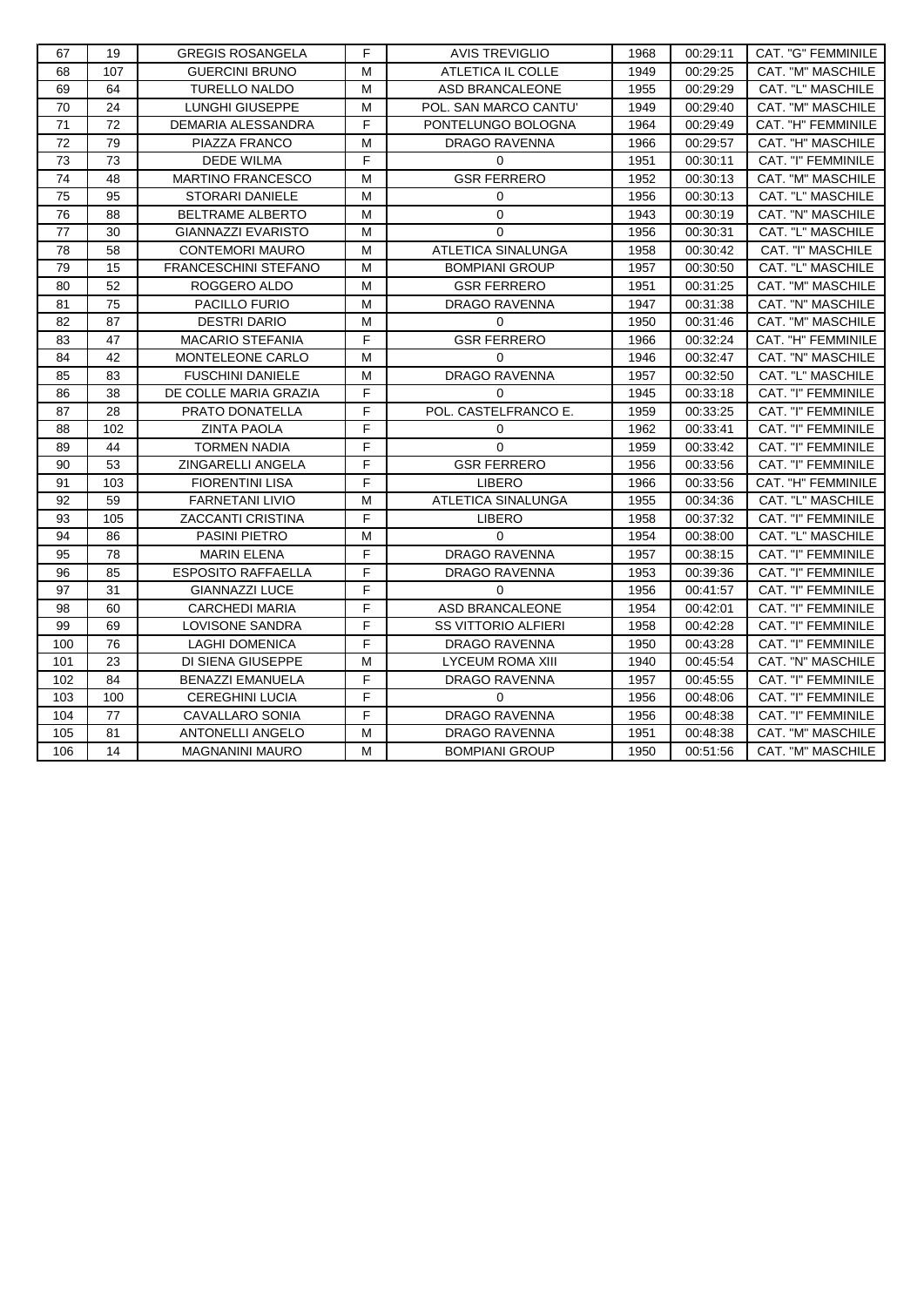| | | | | | | | |
|---|---|---|---|---|---|---|---|
| 67 | 19 | GREGIS ROSANGELA | F | AVIS TREVIGLIO | 1968 | 00:29:11 | CAT. "G" FEMMINILE |
| 68 | 107 | GUERCINI BRUNO | M | ATLETICA IL COLLE | 1949 | 00:29:25 | CAT. "M" MASCHILE |
| 69 | 64 | TURELLO NALDO | M | ASD BRANCALEONE | 1955 | 00:29:29 | CAT. "L" MASCHILE |
| 70 | 24 | LUNGHI GIUSEPPE | M | POL. SAN MARCO CANTU' | 1949 | 00:29:40 | CAT. "M" MASCHILE |
| 71 | 72 | DEMARIA ALESSANDRA | F | PONTELUNGO BOLOGNA | 1964 | 00:29:49 | CAT. "H" FEMMINILE |
| 72 | 79 | PIAZZA FRANCO | M | DRAGO RAVENNA | 1966 | 00:29:57 | CAT. "H" MASCHILE |
| 73 | 73 | DEDE WILMA | F | 0 | 1951 | 00:30:11 | CAT. "I" FEMMINILE |
| 74 | 48 | MARTINO FRANCESCO | M | GSR FERRERO | 1952 | 00:30:13 | CAT. "M" MASCHILE |
| 75 | 95 | STORARI DANIELE | M | 0 | 1956 | 00:30:13 | CAT. "L" MASCHILE |
| 76 | 88 | BELTRAME ALBERTO | M | 0 | 1943 | 00:30:19 | CAT. "N" MASCHILE |
| 77 | 30 | GIANNAZZI EVARISTO | M | 0 | 1956 | 00:30:31 | CAT. "L" MASCHILE |
| 78 | 58 | CONTEMORI MAURO | M | ATLETICA SINALUNGA | 1958 | 00:30:42 | CAT. "I" MASCHILE |
| 79 | 15 | FRANCESCHINI STEFANO | M | BOMPIANI GROUP | 1957 | 00:30:50 | CAT. "L" MASCHILE |
| 80 | 52 | ROGGERO ALDO | M | GSR FERRERO | 1951 | 00:31:25 | CAT. "M" MASCHILE |
| 81 | 75 | PACILLO FURIO | M | DRAGO RAVENNA | 1947 | 00:31:38 | CAT. "N" MASCHILE |
| 82 | 87 | DESTRI DARIO | M | 0 | 1950 | 00:31:46 | CAT. "M" MASCHILE |
| 83 | 47 | MACARIO STEFANIA | F | GSR FERRERO | 1966 | 00:32:24 | CAT. "H" FEMMINILE |
| 84 | 42 | MONTELEONE CARLO | M | 0 | 1946 | 00:32:47 | CAT. "N" MASCHILE |
| 85 | 83 | FUSCHINI DANIELE | M | DRAGO RAVENNA | 1957 | 00:32:50 | CAT. "L" MASCHILE |
| 86 | 38 | DE COLLE MARIA GRAZIA | F | 0 | 1945 | 00:33:18 | CAT. "I" FEMMINILE |
| 87 | 28 | PRATO DONATELLA | F | POL. CASTELFRANCO E. | 1959 | 00:33:25 | CAT. "I" FEMMINILE |
| 88 | 102 | ZINTA PAOLA | F | 0 | 1962 | 00:33:41 | CAT. "I" FEMMINILE |
| 89 | 44 | TORMEN NADIA | F | 0 | 1959 | 00:33:42 | CAT. "I" FEMMINILE |
| 90 | 53 | ZINGARELLI ANGELA | F | GSR FERRERO | 1956 | 00:33:56 | CAT. "I" FEMMINILE |
| 91 | 103 | FIORENTINI LISA | F | LIBERO | 1966 | 00:33:56 | CAT. "H" FEMMINILE |
| 92 | 59 | FARNETANI LIVIO | M | ATLETICA SINALUNGA | 1955 | 00:34:36 | CAT. "L" MASCHILE |
| 93 | 105 | ZACCANTI CRISTINA | F | LIBERO | 1958 | 00:37:32 | CAT. "I" FEMMINILE |
| 94 | 86 | PASINI PIETRO | M | 0 | 1954 | 00:38:00 | CAT. "L" MASCHILE |
| 95 | 78 | MARIN ELENA | F | DRAGO RAVENNA | 1957 | 00:38:15 | CAT. "I" FEMMINILE |
| 96 | 85 | ESPOSITO RAFFAELLA | F | DRAGO RAVENNA | 1953 | 00:39:36 | CAT. "I" FEMMINILE |
| 97 | 31 | GIANNAZZI LUCE | F | 0 | 1956 | 00:41:57 | CAT. "I" FEMMINILE |
| 98 | 60 | CARCHEDI MARIA | F | ASD BRANCALEONE | 1954 | 00:42:01 | CAT. "I" FEMMINILE |
| 99 | 69 | LOVISONE SANDRA | F | SS VITTORIO ALFIERI | 1958 | 00:42:28 | CAT. "I" FEMMINILE |
| 100 | 76 | LAGHI DOMENICA | F | DRAGO RAVENNA | 1950 | 00:43:28 | CAT. "I" FEMMINILE |
| 101 | 23 | DI SIENA GIUSEPPE | M | LYCEUM ROMA XIII | 1940 | 00:45:54 | CAT. "N" MASCHILE |
| 102 | 84 | BENAZZI EMANUELA | F | DRAGO RAVENNA | 1957 | 00:45:55 | CAT. "I" FEMMINILE |
| 103 | 100 | CEREGHINI LUCIA | F | 0 | 1956 | 00:48:06 | CAT. "I" FEMMINILE |
| 104 | 77 | CAVALLARO SONIA | F | DRAGO RAVENNA | 1956 | 00:48:38 | CAT. "I" FEMMINILE |
| 105 | 81 | ANTONELLI ANGELO | M | DRAGO RAVENNA | 1951 | 00:48:38 | CAT. "M" MASCHILE |
| 106 | 14 | MAGNANINI MAURO | M | BOMPIANI GROUP | 1950 | 00:51:56 | CAT. "M" MASCHILE |